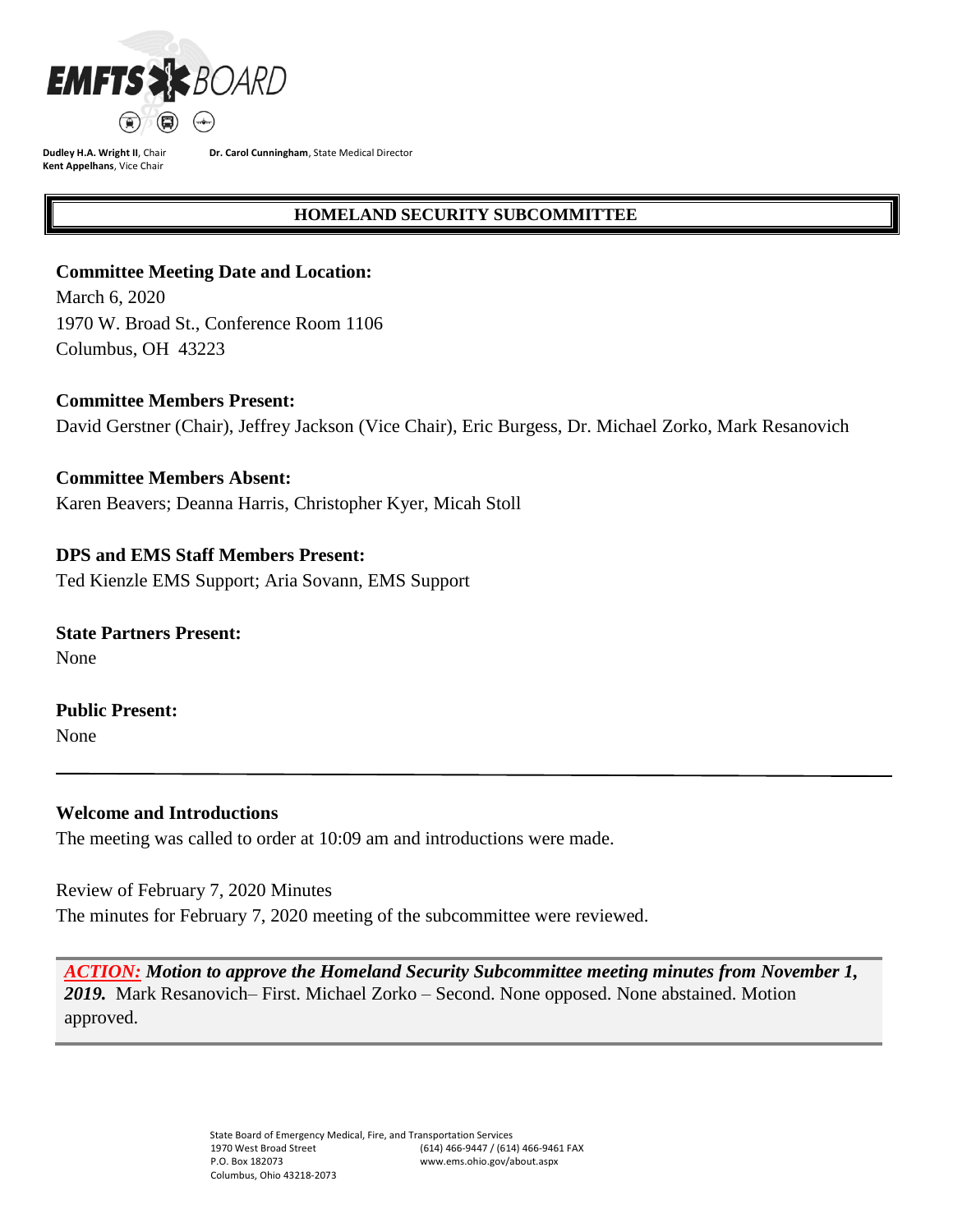**EMFTS BOARD**

**Dudley H.A. Wright II**, Chair
**Kent Appelhans**, Vice Chair

**Dr. Carol Cunningham**, State Medical Director

## HOMELAND SECURITY SUBCOMMITTEE

**Committee Meeting Date and Location:**
March 6, 2020
1970 W. Broad St., Conference Room 1106
Columbus, OH 43223

**Committee Members Present:**
David Gerstner (Chair), Jeffrey Jackson (Vice Chair), Eric Burgess, Dr. Michael Zorko, Mark Resanovich

**Committee Members Absent:**
Karen Beavers; Deanna Harris, Christopher Kyer, Micah Stoll

**DPS and EMS Staff Members Present:**
Ted Kienzle EMS Support; Aria Sovann, EMS Support

**State Partners Present:**
None

**Public Present:**
None

---

**Welcome and Introductions**
The meeting was called to order at 10:09 am and introductions were made.

Review of February 7, 2020 Minutes
The minutes for February 7, 2020 meeting of the subcommittee were reviewed.

> ***ACTION:*** ***Motion to approve the Homeland Security Subcommittee meeting minutes from November 1, 2019.*** Mark Resanovich– First. Michael Zorko – Second. None opposed. None abstained. Motion approved.

State Board of Emergency Medical, Fire, and Transportation Services
1970 West Broad Street
P.O. Box 182073
Columbus, Ohio 43218-2073
(614) 466-9447 / (614) 466-9461 FAX
www.ems.ohio.gov/about.aspx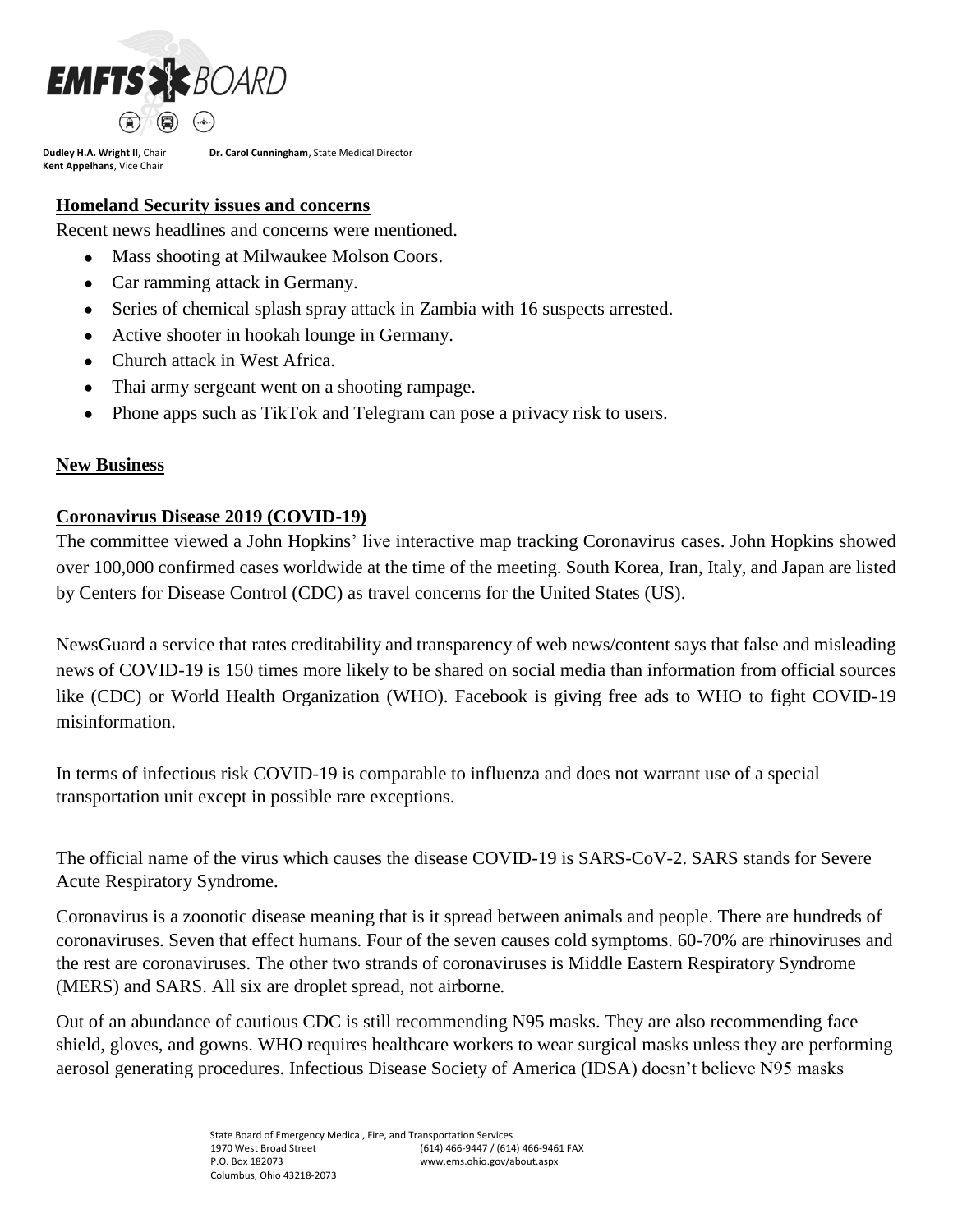## Homeland Security issues and concerns

Recent news headlines and concerns were mentioned.

- Mass shooting at Milwaukee Molson Coors.
- Car ramming attack in Germany.
- Series of chemical splash spray attack in Zambia with 16 suspects arrested.
- Active shooter in hookah lounge in Germany.
- Church attack in West Africa.
- Thai army sergeant went on a shooting rampage.
- Phone apps such as TikTok and Telegram can pose a privacy risk to users.

## New Business

## Coronavirus Disease 2019 (COVID-19)

The committee viewed a John Hopkins' live interactive map tracking Coronavirus cases. John Hopkins showed over 100,000 confirmed cases worldwide at the time of the meeting. South Korea, Iran, Italy, and Japan are listed by Centers for Disease Control (CDC) as travel concerns for the United States (US).

NewsGuard a service that rates creditability and transparency of web news/content says that false and misleading news of COVID-19 is 150 times more likely to be shared on social media than information from official sources like (CDC) or World Health Organization (WHO). Facebook is giving free ads to WHO to fight COVID-19 misinformation.

In terms of infectious risk COVID-19 is comparable to influenza and does not warrant use of a special transportation unit except in possible rare exceptions.

The official name of the virus which causes the disease COVID-19 is SARS-CoV-2. SARS stands for Severe Acute Respiratory Syndrome.

Coronavirus is a zoonotic disease meaning that is it spread between animals and people. There are hundreds of coronaviruses. Seven that effect humans. Four of the seven causes cold symptoms. 60-70% are rhinoviruses and the rest are coronaviruses. The other two strands of coronaviruses is Middle Eastern Respiratory Syndrome (MERS) and SARS. All six are droplet spread, not airborne.

Out of an abundance of cautious CDC is still recommending N95 masks. They are also recommending face shield, gloves, and gowns. WHO requires healthcare workers to wear surgical masks unless they are performing aerosol generating procedures. Infectious Disease Society of America (IDSA) doesn't believe N95 masks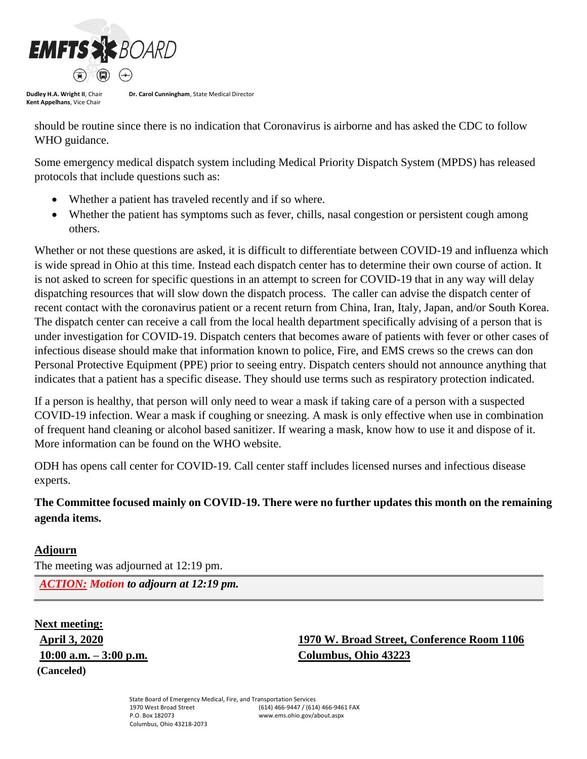should be routine since there is no indication that Coronavirus is airborne and has asked the CDC to follow WHO guidance.

Some emergency medical dispatch system including Medical Priority Dispatch System (MPDS) has released protocols that include questions such as:

- Whether a patient has traveled recently and if so where.
- Whether the patient has symptoms such as fever, chills, nasal congestion or persistent cough among others.

Whether or not these questions are asked, it is difficult to differentiate between COVID-19 and influenza which is wide spread in Ohio at this time. Instead each dispatch center has to determine their own course of action. It is not asked to screen for specific questions in an attempt to screen for COVID-19 that in any way will delay dispatching resources that will slow down the dispatch process. The caller can advise the dispatch center of recent contact with the coronavirus patient or a recent return from China, Iran, Italy, Japan, and/or South Korea. The dispatch center can receive a call from the local health department specifically advising of a person that is under investigation for COVID-19. Dispatch centers that becomes aware of patients with fever or other cases of infectious disease should make that information known to police, Fire, and EMS crews so the crews can don Personal Protective Equipment (PPE) prior to seeing entry. Dispatch centers should not announce anything that indicates that a patient has a specific disease. They should use terms such as respiratory protection indicated.

If a person is healthy, that person will only need to wear a mask if taking care of a person with a suspected COVID-19 infection. Wear a mask if coughing or sneezing. A mask is only effective when use in combination of frequent hand cleaning or alcohol based sanitizer. If wearing a mask, know how to use it and dispose of it. More information can be found on the WHO website.

ODH has opens call center for COVID-19. Call center staff includes licensed nurses and infectious disease experts.

**The Committee focused mainly on COVID-19. There were no further updates this month on the remaining agenda items.**

## Adjourn

The meeting was adjourned at 12:19 pm.

***ACTION:* *Motion* *to adjourn at 12:19 pm.***

**Next meeting:**

**April 3, 2020**
**10:00 a.m. – 3:00 p.m.**
**(Canceled)**

**1970 W. Broad Street, Conference Room 1106**
**Columbus, Ohio 43223**